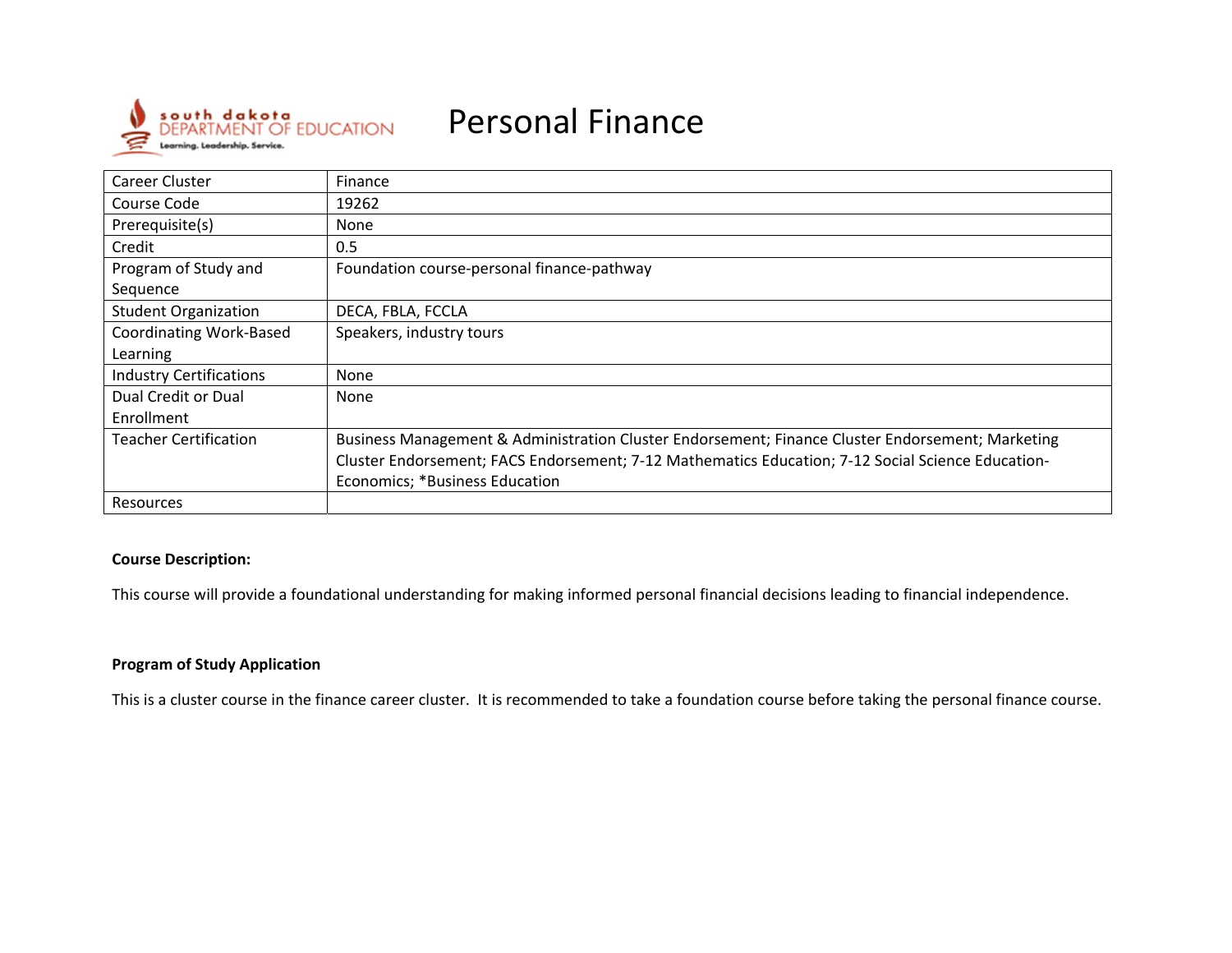# Personal Finance

| Career Cluster | Finance |
|---|---|
| Course Code | 19262 |
| Prerequisite(s) | None |
| Credit | 0.5 |
| Program of Study and Sequence | Foundation course-personal finance-pathway |
| Student Organization | DECA, FBLA, FCCLA |
| Coordinating Work-Based Learning | Speakers, industry tours |
| Industry Certifications | None |
| Dual Credit or Dual Enrollment | None |
| Teacher Certification | Business Management & Administration Cluster Endorsement; Finance Cluster Endorsement; Marketing Cluster Endorsement; FACS Endorsement; 7-12 Mathematics Education; 7-12 Social Science Education-Economics; *Business Education |
| Resources | |

**Course Description:**

This course will provide a foundational understanding for making informed personal financial decisions leading to financial independence.

**Program of Study Application**

This is a cluster course in the finance career cluster. It is recommended to take a foundation course before taking the personal finance course.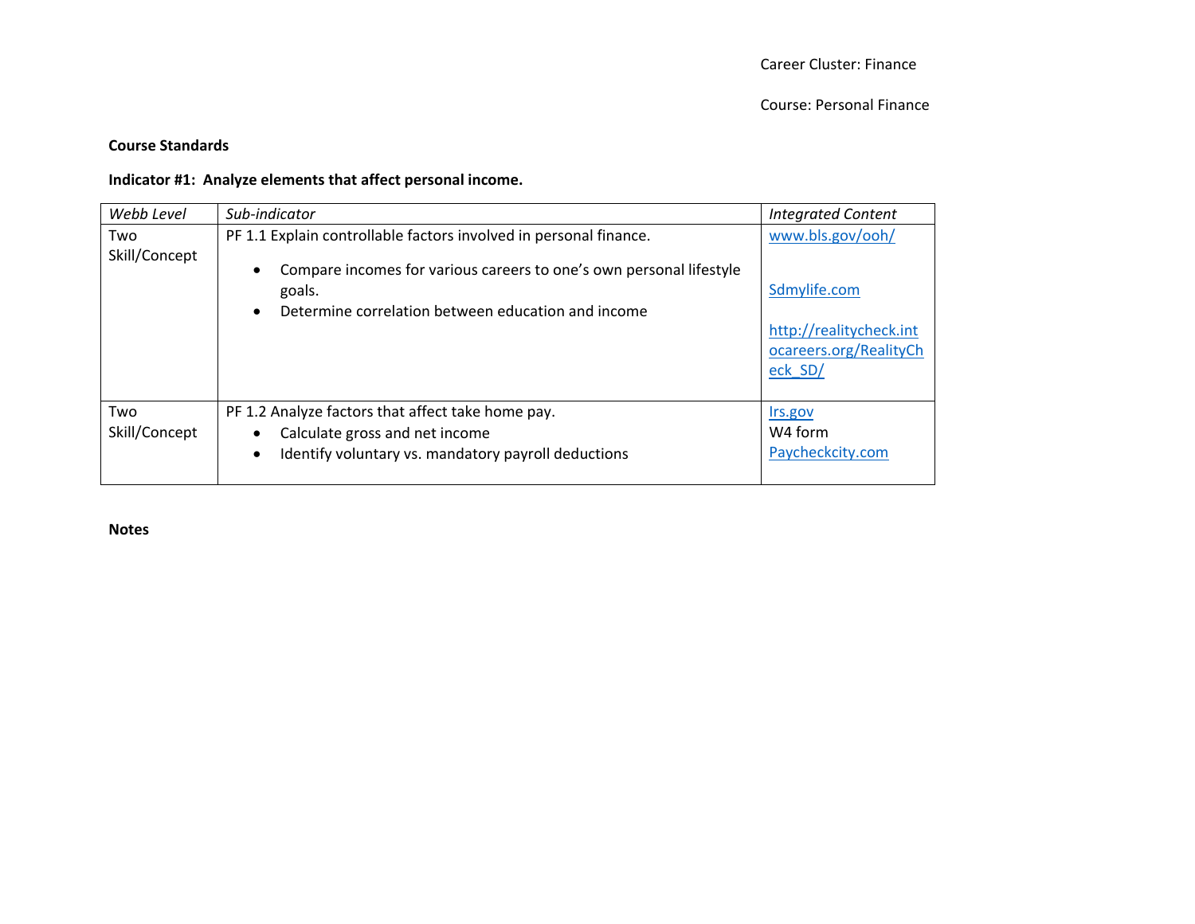Career Cluster: Finance

Course: Personal Finance

**Course Standards**

**Indicator #1: Analyze elements that affect personal income.**

| *Webb Level* | *Sub-indicator* | *Integrated Content* |
|---|---|---|
| Two Skill/Concept | PF 1.1 Explain controllable factors involved in personal finance.<br>• Compare incomes for various careers to one's own personal lifestyle goals.<br>• Determine correlation between education and income | www.bls.gov/ooh/<br><br>Sdmylife.com<br><br>http://realitycheck.intocareers.org/RealityCheck_SD/ |
| Two Skill/Concept | PF 1.2 Analyze factors that affect take home pay.<br>• Calculate gross and net income<br>• Identify voluntary vs. mandatory payroll deductions | Irs.gov<br>W4 form<br>Paycheckcity.com |

**Notes**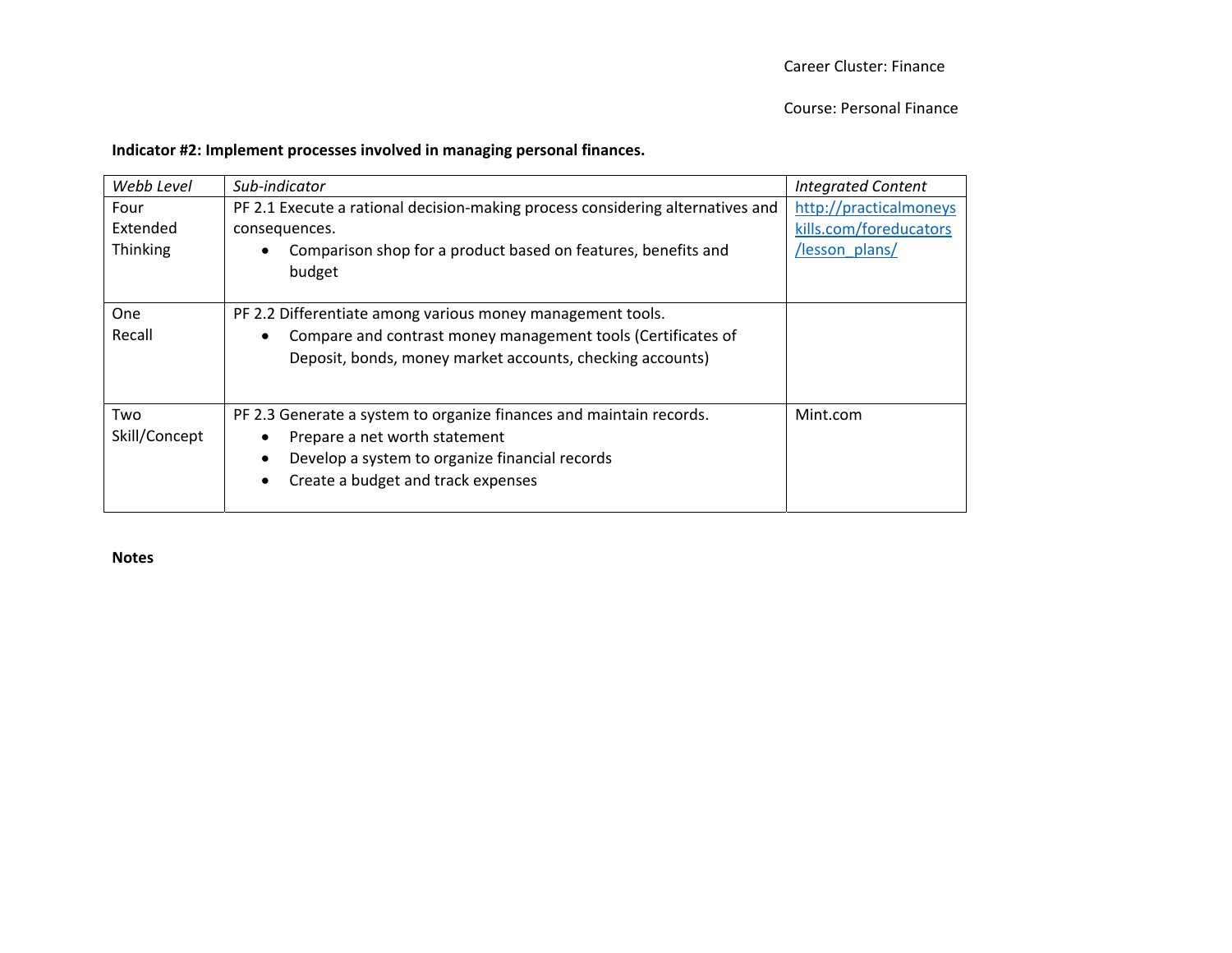Career Cluster: Finance

Course: Personal Finance

**Indicator #2: Implement processes involved in managing personal finances.**

| *Webb Level* | *Sub-indicator* | *Integrated Content* |
|---|---|---|
| Four<br>Extended Thinking | PF 2.1 Execute a rational decision-making process considering alternatives and consequences.<br>• Comparison shop for a product based on features, benefits and budget | http://practicalmoneyskills.com/foreducators/lesson_plans/ |
| One<br>Recall | PF 2.2 Differentiate among various money management tools.<br>• Compare and contrast money management tools (Certificates of Deposit, bonds, money market accounts, checking accounts) | |
| Two<br>Skill/Concept | PF 2.3 Generate a system to organize finances and maintain records.<br>• Prepare a net worth statement<br>• Develop a system to organize financial records<br>• Create a budget and track expenses | Mint.com |

**Notes**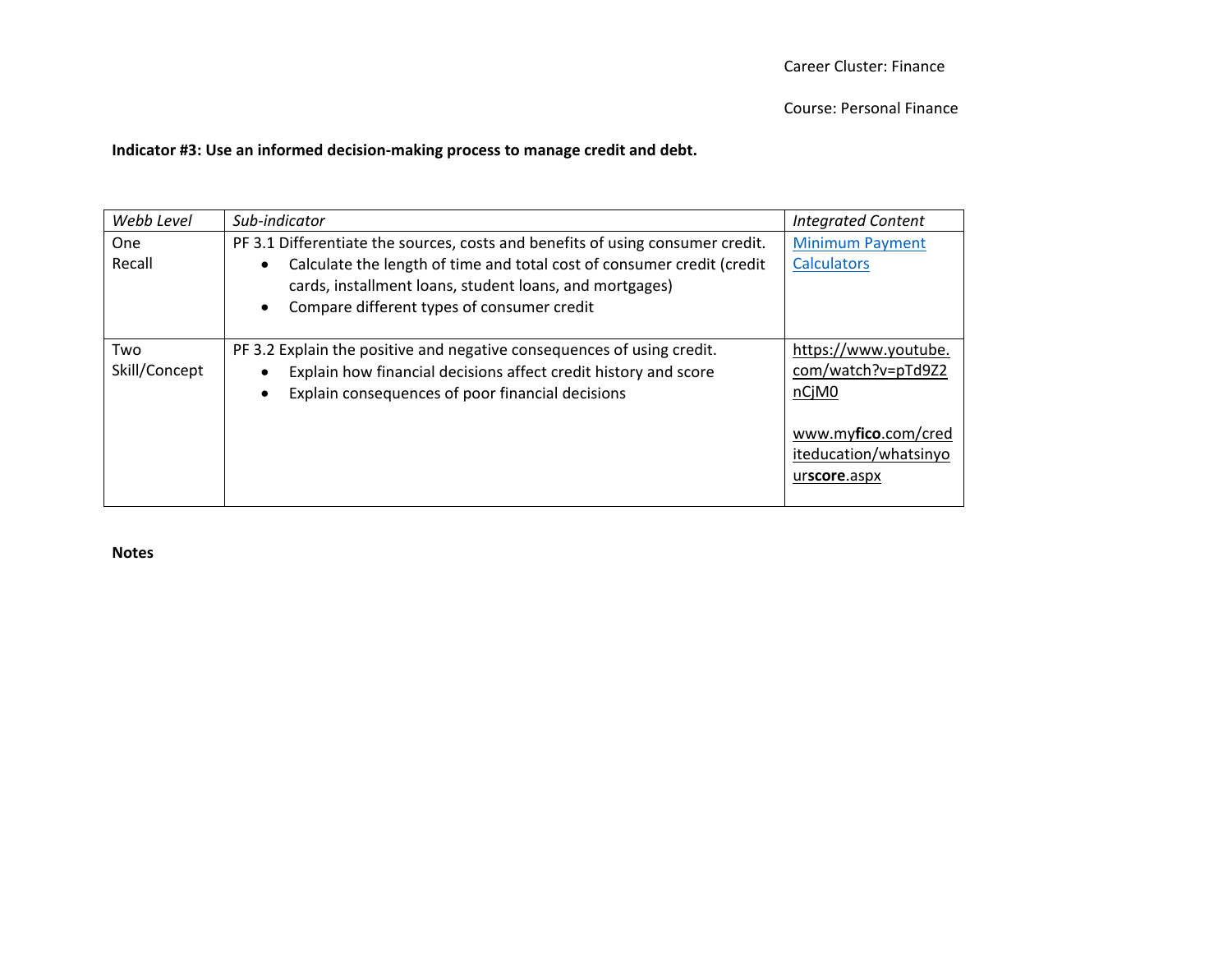Career Cluster: Finance

Course: Personal Finance

**Indicator #3: Use an informed decision-making process to manage credit and debt.**

| *Webb Level* | *Sub-indicator* | *Integrated Content* |
|---|---|---|
| One<br>Recall | PF 3.1 Differentiate the sources, costs and benefits of using consumer credit.<br>• Calculate the length of time and total cost of consumer credit (credit cards, installment loans, student loans, and mortgages)<br>• Compare different types of consumer credit | Minimum Payment Calculators |
| Two<br>Skill/Concept | PF 3.2 Explain the positive and negative consequences of using credit.<br>• Explain how financial decisions affect credit history and score<br>• Explain consequences of poor financial decisions | https://www.youtube.com/watch?v=pTd9Z2nCjM0<br><br>www.my**fico**.com/crediteducation/whatsinyour**score**.aspx |

**Notes**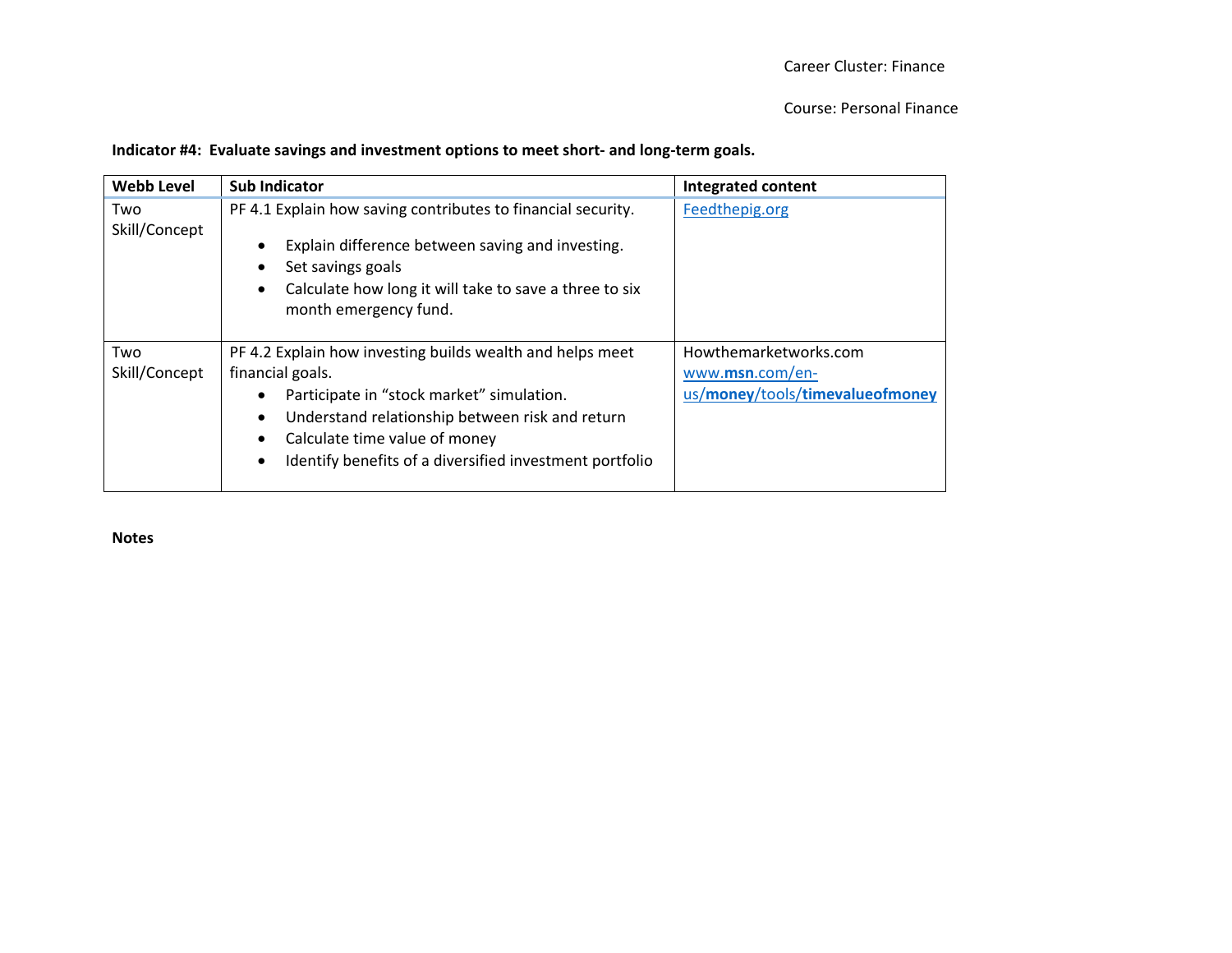Career Cluster: Finance

Course: Personal Finance

**Indicator #4: Evaluate savings and investment options to meet short- and long-term goals.**

| Webb Level | Sub Indicator | Integrated content |
|---|---|---|
| Two Skill/Concept | PF 4.1 Explain how saving contributes to financial security.<br>• Explain difference between saving and investing.<br>• Set savings goals<br>• Calculate how long it will take to save a three to six month emergency fund. | Feedthepig.org |
| Two Skill/Concept | PF 4.2 Explain how investing builds wealth and helps meet financial goals.<br>• Participate in "stock market" simulation.<br>• Understand relationship between risk and return<br>• Calculate time value of money<br>• Identify benefits of a diversified investment portfolio | Howthemarketworks.com<br>www.**msn**.com/en-us/**money**/tools/**timevalueofmoney** |

**Notes**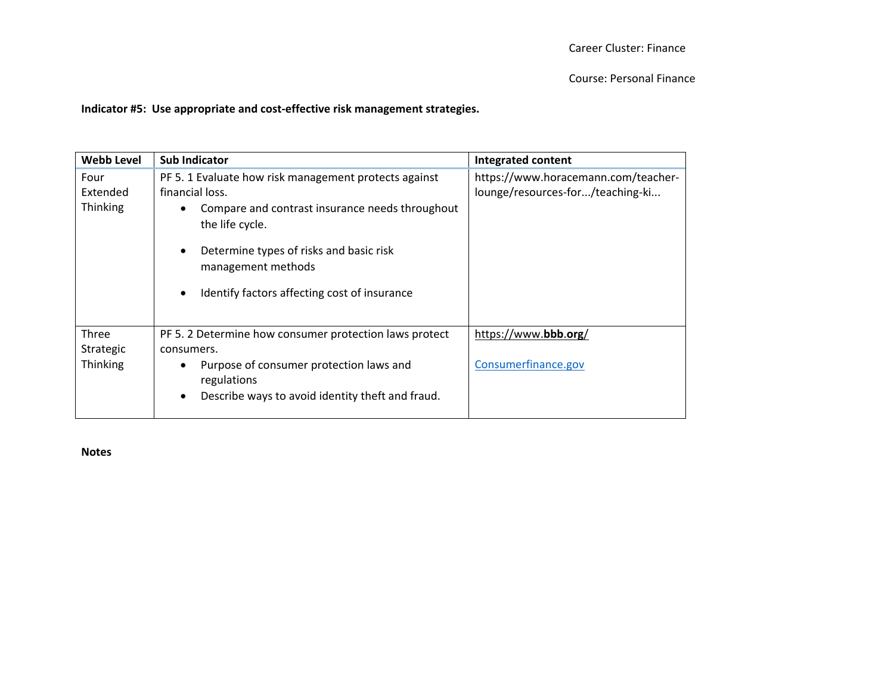Career Cluster: Finance

Course: Personal Finance

**Indicator #5: Use appropriate and cost-effective risk management strategies.**

| Webb Level | Sub Indicator | Integrated content |
|---|---|---|
| Four Extended Thinking | PF 5. 1 Evaluate how risk management protects against financial loss.<br>• Compare and contrast insurance needs throughout the life cycle.<br>• Determine types of risks and basic risk management methods<br>• Identify factors affecting cost of insurance | https://www.horacemann.com/teacher-lounge/resources-for.../teaching-ki... |
| Three Strategic Thinking | PF 5. 2 Determine how consumer protection laws protect consumers.<br>• Purpose of consumer protection laws and regulations<br>• Describe ways to avoid identity theft and fraud. | https://www.**bbb**.**org**/<br><br>Consumerfinance.gov |

**Notes**